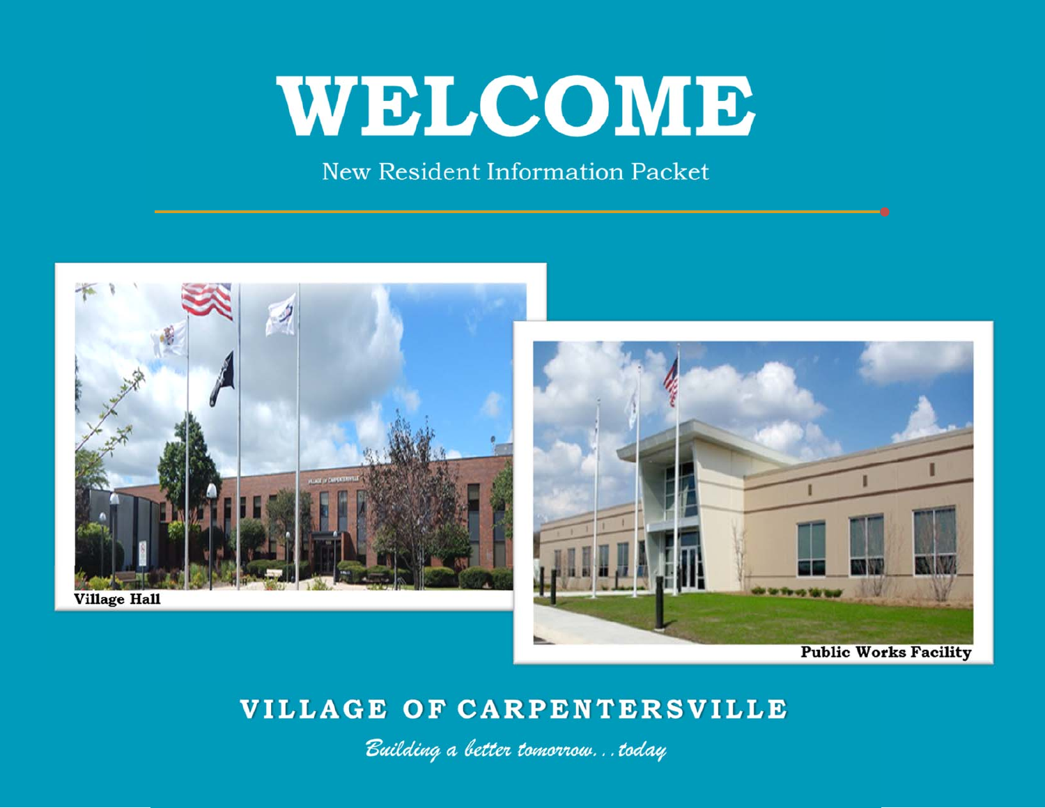# WELCOME

New Resident Information Packet

Village Hall

Public Works Facility

## VILLAGE OF CARPENTERSVILLE

*Building a better tomorrow. . . today*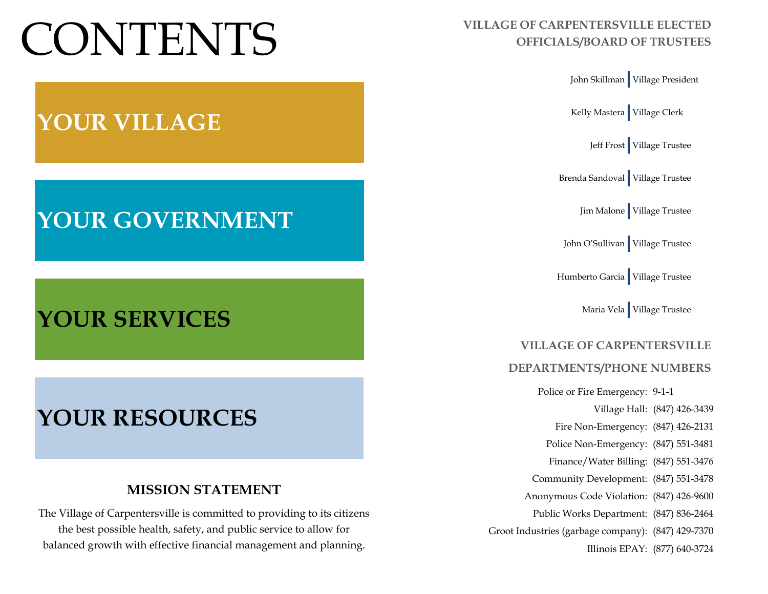# CONTENTS

## YOUR VILLAGE

## YOUR GOVERNMENT

## YOUR SERVICES

## YOUR RESOURCES

### MISSION STATEMENT

The Village of Carpentersville is committed to providing to its citizens the best possible health, safety, and public service to allow for balanced growth with effective financial management and planning.

### VILLAGE OF CARPENTERSVILLE ELECTED OFFICIALS/BOARD OF TRUSTEES

| Name | Title |
|---|---|
| John Skillman | Village President |
| Kelly Mastera | Village Clerk |
| Jeff Frost | Village Trustee |
| Brenda Sandoval | Village Trustee |
| Jim Malone | Village Trustee |
| John O'Sullivan | Village Trustee |
| Humberto Garcia | Village Trustee |
| Maria Vela | Village Trustee |

### VILLAGE OF CARPENTERSVILLE DEPARTMENTS/PHONE NUMBERS

| Department | Phone |
|---|---|
| Police or Fire Emergency: | 9-1-1 |
| Village Hall: | (847) 426-3439 |
| Fire Non-Emergency: | (847) 426-2131 |
| Police Non-Emergency: | (847) 551-3481 |
| Finance/Water Billing: | (847) 551-3476 |
| Community Development: | (847) 551-3478 |
| Anonymous Code Violation: | (847) 426-9600 |
| Public Works Department: | (847) 836-2464 |
| Groot Industries (garbage company): | (847) 429-7370 |
| Illinois EPAY: | (877) 640-3724 |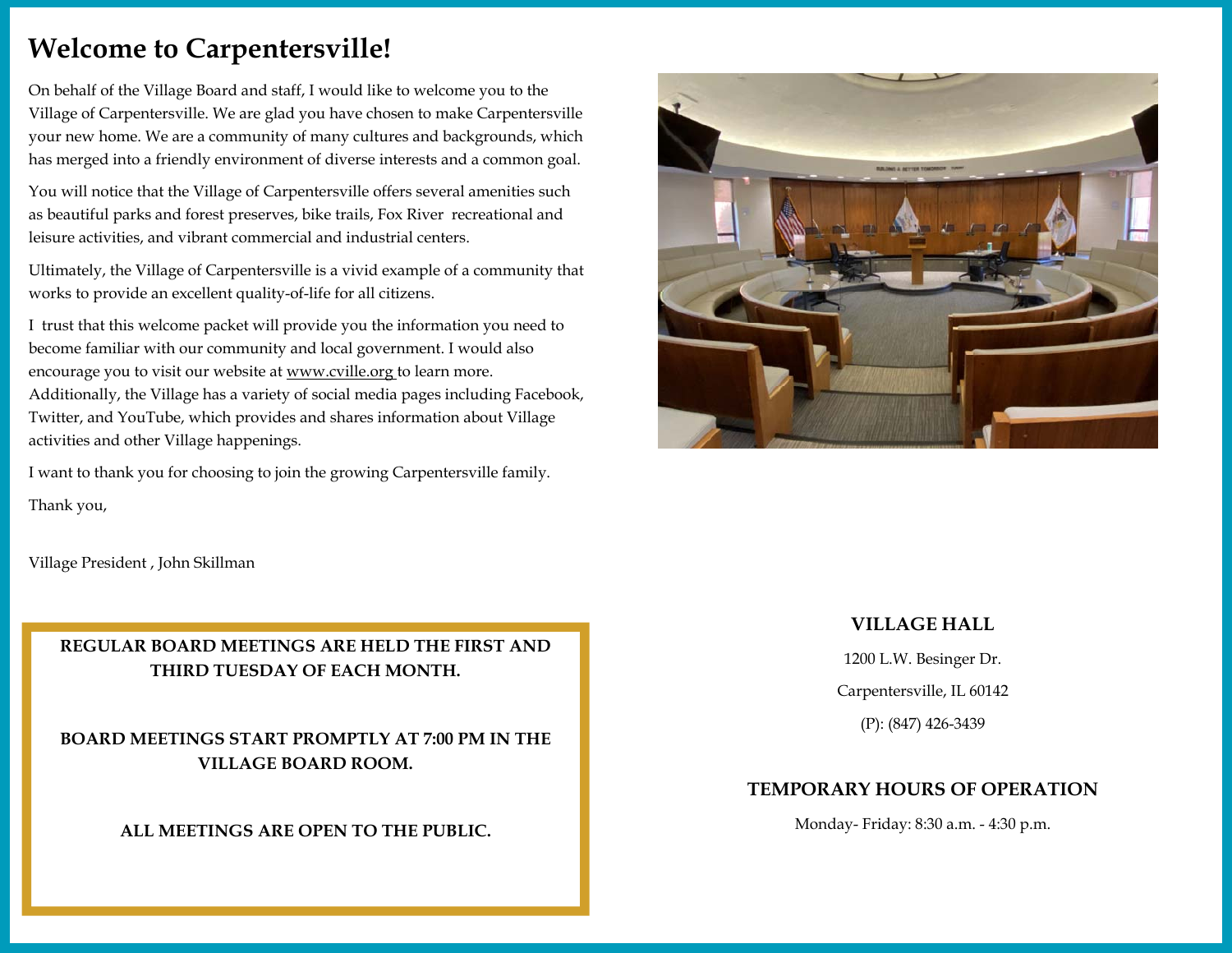# Welcome to Carpentersville!

On behalf of the Village Board and staff, I would like to welcome you to the Village of Carpentersville. We are glad you have chosen to make Carpentersville your new home. We are a community of many cultures and backgrounds, which has merged into a friendly environment of diverse interests and a common goal.

You will notice that the Village of Carpentersville offers several amenities such as beautiful parks and forest preserves, bike trails, Fox River recreational and leisure activities, and vibrant commercial and industrial centers.

Ultimately, the Village of Carpentersville is a vivid example of a community that works to provide an excellent quality-of-life for all citizens.

I trust that this welcome packet will provide you the information you need to become familiar with our community and local government. I would also encourage you to visit our website at www.cville.org to learn more. Additionally, the Village has a variety of social media pages including Facebook, Twitter, and YouTube, which provides and shares information about Village activities and other Village happenings.

I want to thank you for choosing to join the growing Carpentersville family.

Thank you,

Village President , John Skillman

**REGULAR BOARD MEETINGS ARE HELD THE FIRST AND THIRD TUESDAY OF EACH MONTH.**

**BOARD MEETINGS START PROMPTLY AT 7:00 PM IN THE VILLAGE BOARD ROOM.**

**ALL MEETINGS ARE OPEN TO THE PUBLIC.**

**VILLAGE HALL**

1200 L.W. Besinger Dr.

Carpentersville, IL 60142

(P): (847) 426-3439

**TEMPORARY HOURS OF OPERATION**

Monday- Friday: 8:30 a.m. - 4:30 p.m.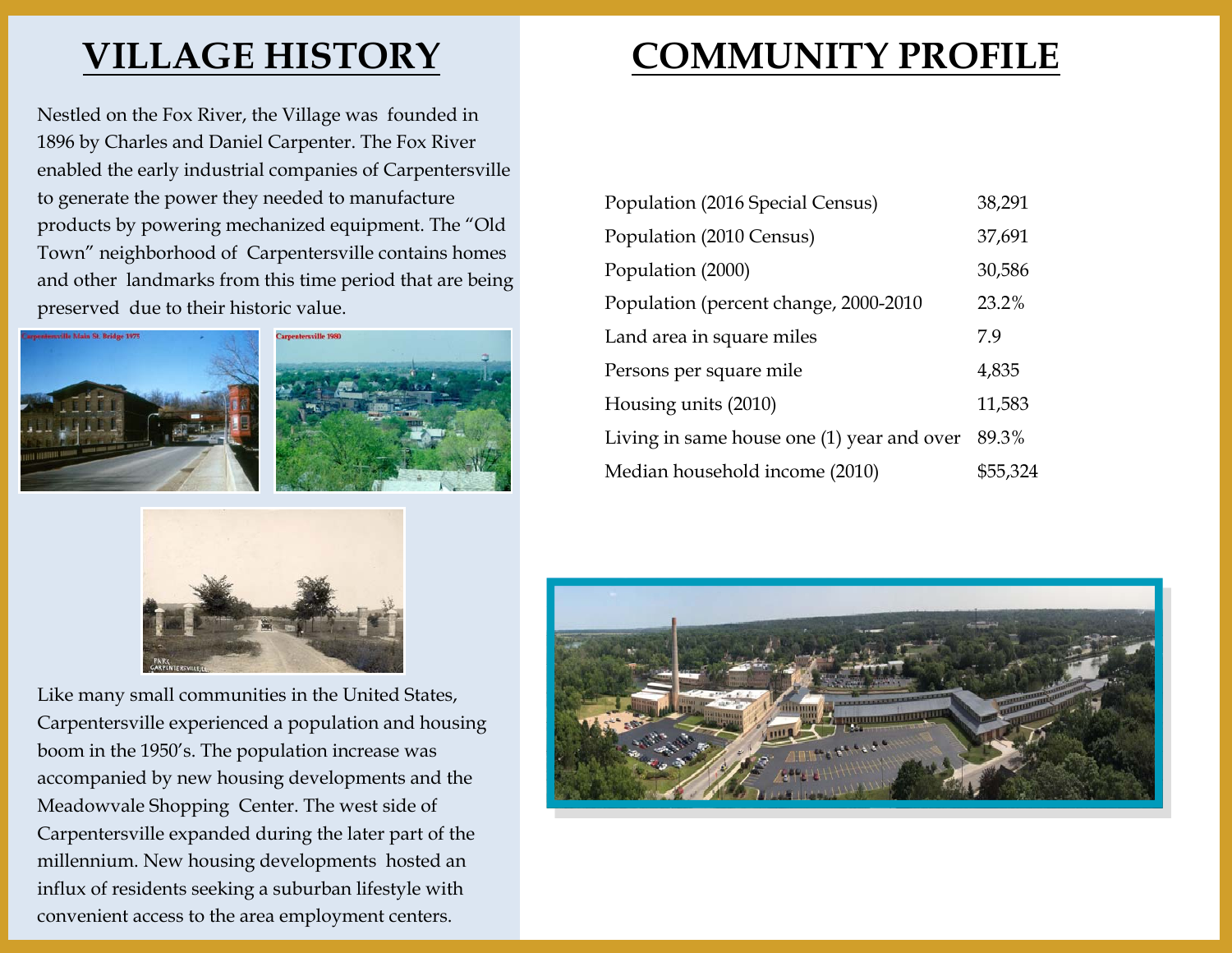# VILLAGE HISTORY

Nestled on the Fox River, the Village was founded in 1896 by Charles and Daniel Carpenter. The Fox River enabled the early industrial companies of Carpentersville to generate the power they needed to manufacture products by powering mechanized equipment. The "Old Town" neighborhood of Carpentersville contains homes and other landmarks from this time period that are being preserved due to their historic value.

Like many small communities in the United States, Carpentersville experienced a population and housing boom in the 1950's. The population increase was accompanied by new housing developments and the Meadowvale Shopping Center. The west side of Carpentersville expanded during the later part of the millennium. New housing developments hosted an influx of residents seeking a suburban lifestyle with convenient access to the area employment centers.

# COMMUNITY PROFILE

| | |
|---|---|
| Population (2016 Special Census) | 38,291 |
| Population (2010 Census) | 37,691 |
| Population (2000) | 30,586 |
| Population (percent change, 2000-2010 | 23.2% |
| Land area in square miles | 7.9 |
| Persons per square mile | 4,835 |
| Housing units (2010) | 11,583 |
| Living in same house one (1) year and over | 89.3% |
| Median household income (2010) | $55,324 |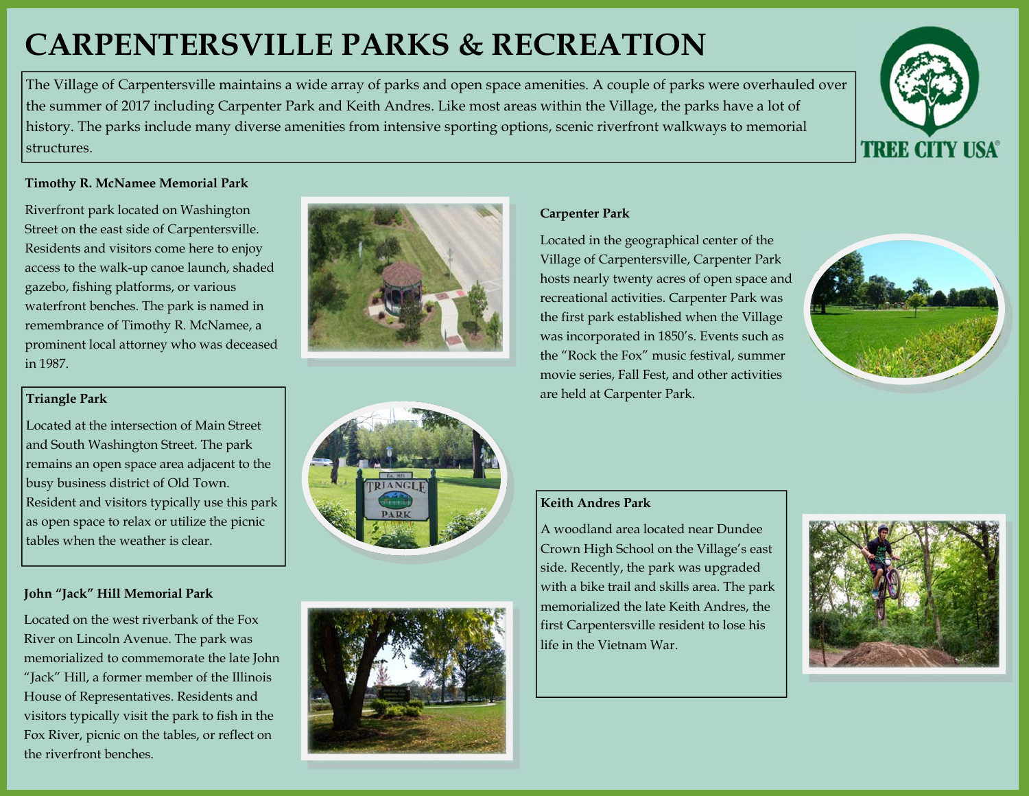# CARPENTERSVILLE PARKS & RECREATION

The Village of Carpentersville maintains a wide array of parks and open space amenities. A couple of parks were overhauled over the summer of 2017 including Carpenter Park and Keith Andres. Like most areas within the Village, the parks have a lot of history. The parks include many diverse amenities from intensive sporting options, scenic riverfront walkways to memorial structures.

TREE CITY USA®

**Timothy R. McNamee Memorial Park**

Riverfront park located on Washington Street on the east side of Carpentersville. Residents and visitors come here to enjoy access to the walk-up canoe launch, shaded gazebo, fishing platforms, or various waterfront benches. The park is named in remembrance of Timothy R. McNamee, a prominent local attorney who was deceased in 1987.

**Triangle Park**

Located at the intersection of Main Street and South Washington Street. The park remains an open space area adjacent to the busy business district of Old Town. Resident and visitors typically use this park as open space to relax or utilize the picnic tables when the weather is clear.

**John "Jack" Hill Memorial Park**

Located on the west riverbank of the Fox River on Lincoln Avenue. The park was memorialized to commemorate the late John "Jack" Hill, a former member of the Illinois House of Representatives. Residents and visitors typically visit the park to fish in the Fox River, picnic on the tables, or reflect on the riverfront benches.

**Carpenter Park**

Located in the geographical center of the Village of Carpentersville, Carpenter Park hosts nearly twenty acres of open space and recreational activities. Carpenter Park was the first park established when the Village was incorporated in 1850's. Events such as the "Rock the Fox" music festival, summer movie series, Fall Fest, and other activities are held at Carpenter Park.

**Keith Andres Park**

A woodland area located near Dundee Crown High School on the Village's east side. Recently, the park was upgraded with a bike trail and skills area. The park memorialized the late Keith Andres, the first Carpentersville resident to lose his life in the Vietnam War.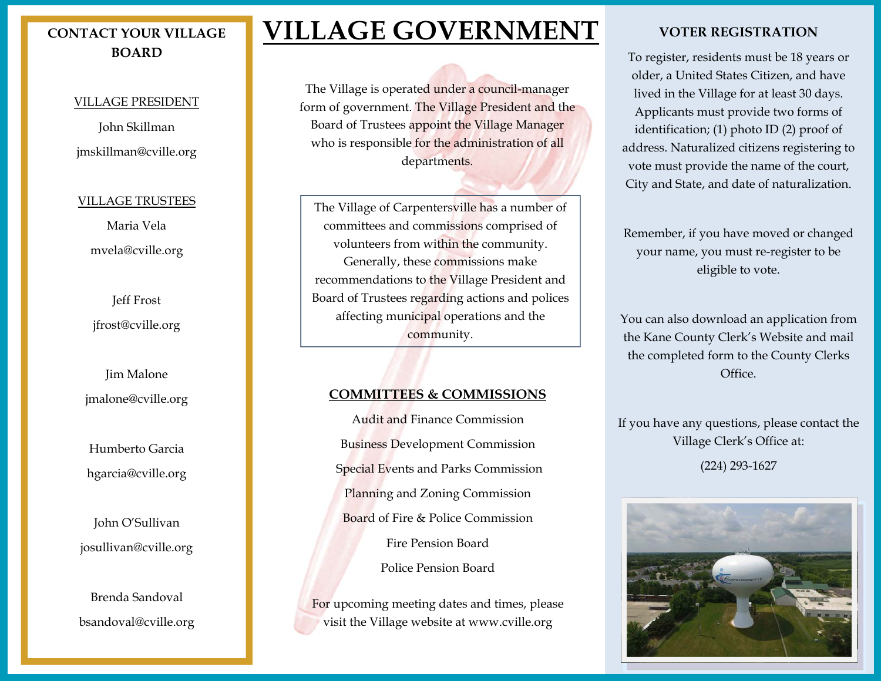# VILLAGE GOVERNMENT

The Village is operated under a council-manager form of government. The Village President and the Board of Trustees appoint the Village Manager who is responsible for the administration of all departments.

The Village of Carpentersville has a number of committees and commissions comprised of volunteers from within the community. Generally, these commissions make recommendations to the Village President and Board of Trustees regarding actions and polices affecting municipal operations and the community.

## COMMITTEES & COMMISSIONS

Audit and Finance Commission

Business Development Commission

Special Events and Parks Commission

Planning and Zoning Commission

Board of Fire & Police Commission

Fire Pension Board

Police Pension Board

For upcoming meeting dates and times, please visit the Village website at www.cville.org

## CONTACT YOUR VILLAGE BOARD

VILLAGE PRESIDENT

John Skillman

jmskillman@cville.org

VILLAGE TRUSTEES

Maria Vela

mvela@cville.org

Jeff Frost

jfrost@cville.org

Jim Malone

jmalone@cville.org

Humberto Garcia

hgarcia@cville.org

John O'Sullivan

josullivan@cville.org

Brenda Sandoval

bsandoval@cville.org

## VOTER REGISTRATION

To register, residents must be 18 years or older, a United States Citizen, and have lived in the Village for at least 30 days. Applicants must provide two forms of identification; (1) photo ID (2) proof of address. Naturalized citizens registering to vote must provide the name of the court, City and State, and date of naturalization.

Remember, if you have moved or changed your name, you must re-register to be eligible to vote.

You can also download an application from the Kane County Clerk's Website and mail the completed form to the County Clerks Office.

If you have any questions, please contact the Village Clerk's Office at:

(224) 293-1627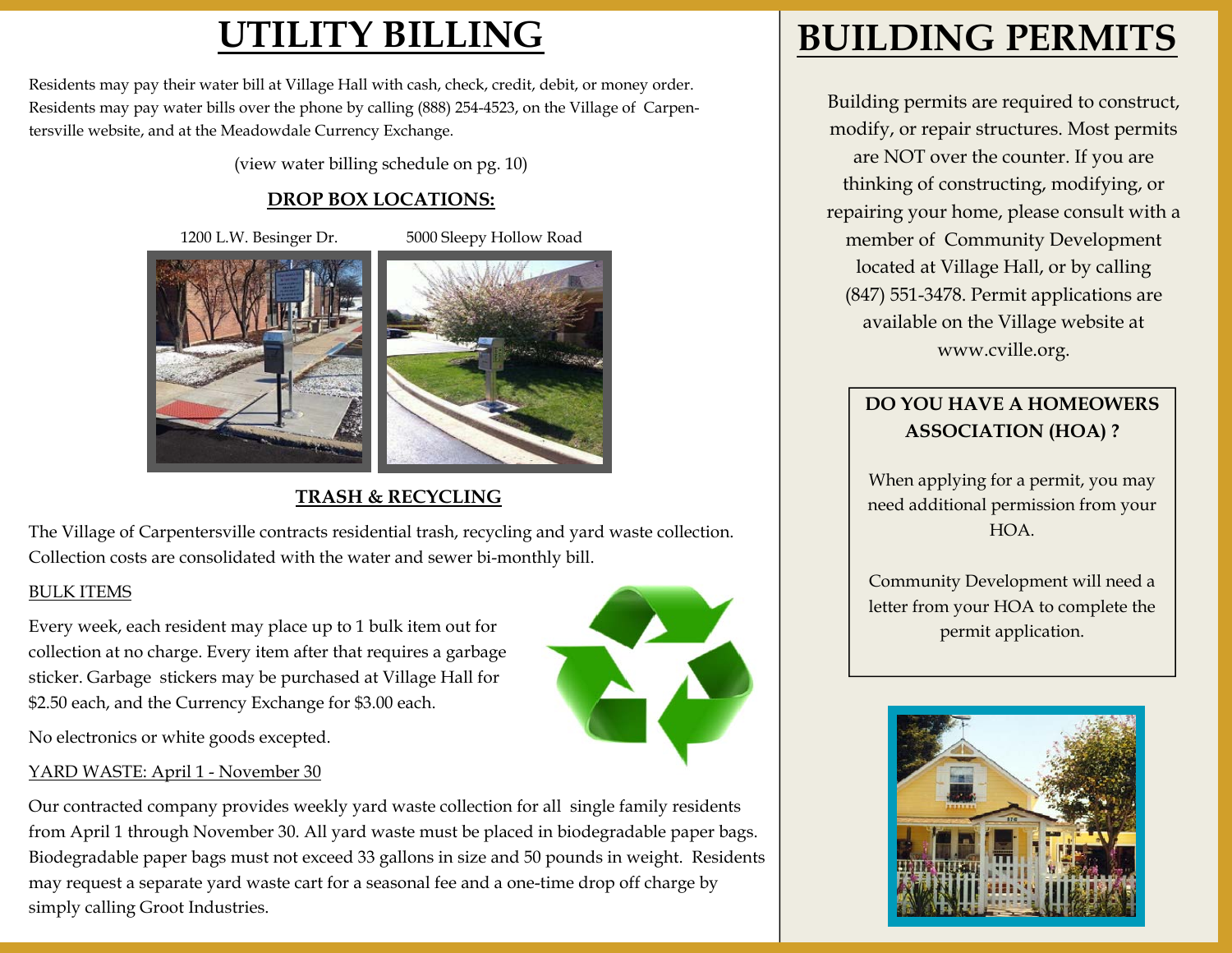# UTILITY BILLING

Residents may pay their water bill at Village Hall with cash, check, credit, debit, or money order. Residents may pay water bills over the phone by calling (888) 254-4523, on the Village of Carpentersville website, and at the Meadowdale Currency Exchange.

(view water billing schedule on pg. 10)

## DROP BOX LOCATIONS:

1200 L.W. Besinger Dr.

5000 Sleepy Hollow Road

## TRASH & RECYCLING

The Village of Carpentersville contracts residential trash, recycling and yard waste collection. Collection costs are consolidated with the water and sewer bi-monthly bill.

### BULK ITEMS

Every week, each resident may place up to 1 bulk item out for collection at no charge. Every item after that requires a garbage sticker. Garbage stickers may be purchased at Village Hall for $2.50 each, and the Currency Exchange for $3.00 each.

No electronics or white goods excepted.

### YARD WASTE: April 1 - November 30

Our contracted company provides weekly yard waste collection for all single family residents from April 1 through November 30. All yard waste must be placed in biodegradable paper bags. Biodegradable paper bags must not exceed 33 gallons in size and 50 pounds in weight. Residents may request a separate yard waste cart for a seasonal fee and a one-time drop off charge by simply calling Groot Industries.

# BUILDING PERMITS

Building permits are required to construct, modify, or repair structures. Most permits are NOT over the counter. If you are thinking of constructing, modifying, or repairing your home, please consult with a member of Community Development located at Village Hall, or by calling (847) 551-3478. Permit applications are available on the Village website at www.cville.org.

**DO YOU HAVE A HOMEOWERS ASSOCIATION (HOA) ?**

When applying for a permit, you may need additional permission from your HOA.

Community Development will need a letter from your HOA to complete the permit application.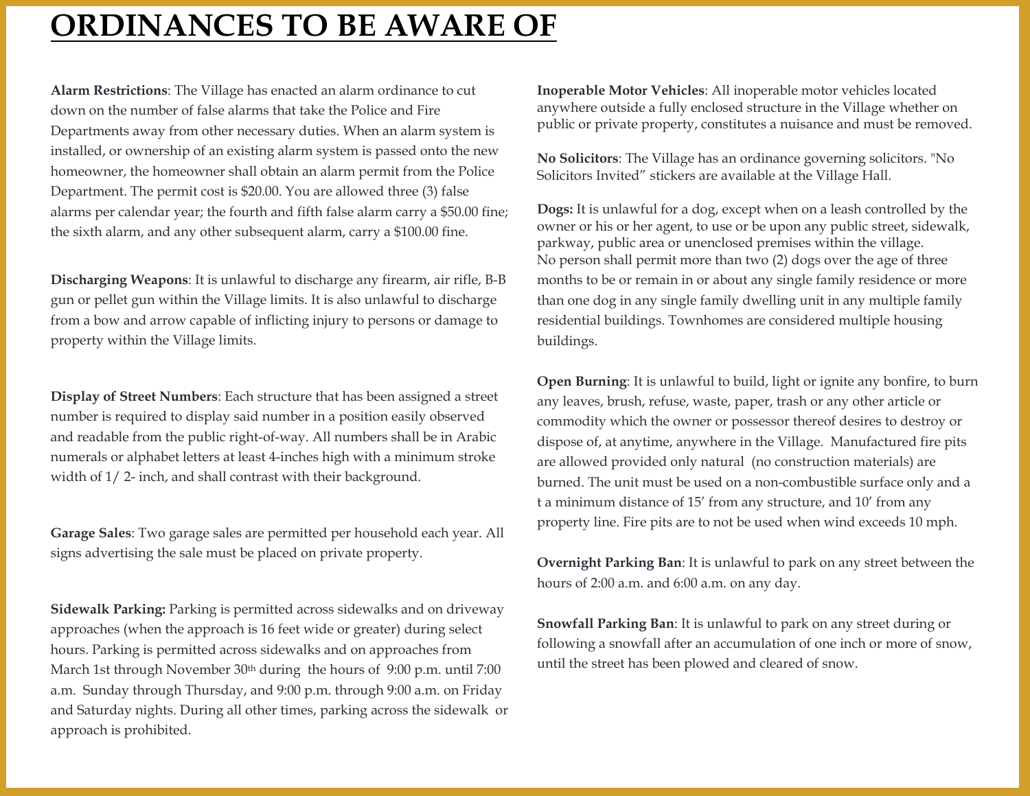# ORDINANCES TO BE AWARE OF

**Alarm Restrictions**: The Village has enacted an alarm ordinance to cut down on the number of false alarms that take the Police and Fire Departments away from other necessary duties. When an alarm system is installed, or ownership of an existing alarm system is passed onto the new homeowner, the homeowner shall obtain an alarm permit from the Police Department. The permit cost is $20.00. You are allowed three (3) false alarms per calendar year; the fourth and fifth false alarm carry a $50.00 fine; the sixth alarm, and any other subsequent alarm, carry a $100.00 fine.

**Discharging Weapons**: It is unlawful to discharge any firearm, air rifle, B-B gun or pellet gun within the Village limits. It is also unlawful to discharge from a bow and arrow capable of inflicting injury to persons or damage to property within the Village limits.

**Display of Street Numbers**: Each structure that has been assigned a street number is required to display said number in a position easily observed and readable from the public right-of-way. All numbers shall be in Arabic numerals or alphabet letters at least 4-inches high with a minimum stroke width of 1/ 2- inch, and shall contrast with their background.

**Garage Sales**: Two garage sales are permitted per household each year. All signs advertising the sale must be placed on private property.

**Sidewalk Parking:** Parking is permitted across sidewalks and on driveway approaches (when the approach is 16 feet wide or greater) during select hours. Parking is permitted across sidewalks and on approaches from March 1st through November 30th during the hours of 9:00 p.m. until 7:00 a.m. Sunday through Thursday, and 9:00 p.m. through 9:00 a.m. on Friday and Saturday nights. During all other times, parking across the sidewalk or approach is prohibited.

**Inoperable Motor Vehicles**: All inoperable motor vehicles located anywhere outside a fully enclosed structure in the Village whether on public or private property, constitutes a nuisance and must be removed.

**No Solicitors**: The Village has an ordinance governing solicitors. "No Solicitors Invited" stickers are available at the Village Hall.

**Dogs:** It is unlawful for a dog, except when on a leash controlled by the owner or his or her agent, to use or be upon any public street, sidewalk, parkway, public area or unenclosed premises within the village.
No person shall permit more than two (2) dogs over the age of three months to be or remain in or about any single family residence or more than one dog in any single family dwelling unit in any multiple family residential buildings. Townhomes are considered multiple housing buildings.

**Open Burning**: It is unlawful to build, light or ignite any bonfire, to burn any leaves, brush, refuse, waste, paper, trash or any other article or commodity which the owner or possessor thereof desires to destroy or dispose of, at anytime, anywhere in the Village. Manufactured fire pits are allowed provided only natural (no construction materials) are burned. The unit must be used on a non-combustible surface only and a t a minimum distance of 15′ from any structure, and 10′ from any property line. Fire pits are to not be used when wind exceeds 10 mph.

**Overnight Parking Ban**: It is unlawful to park on any street between the hours of 2:00 a.m. and 6:00 a.m. on any day.

**Snowfall Parking Ban**: It is unlawful to park on any street during or following a snowfall after an accumulation of one inch or more of snow, until the street has been plowed and cleared of snow.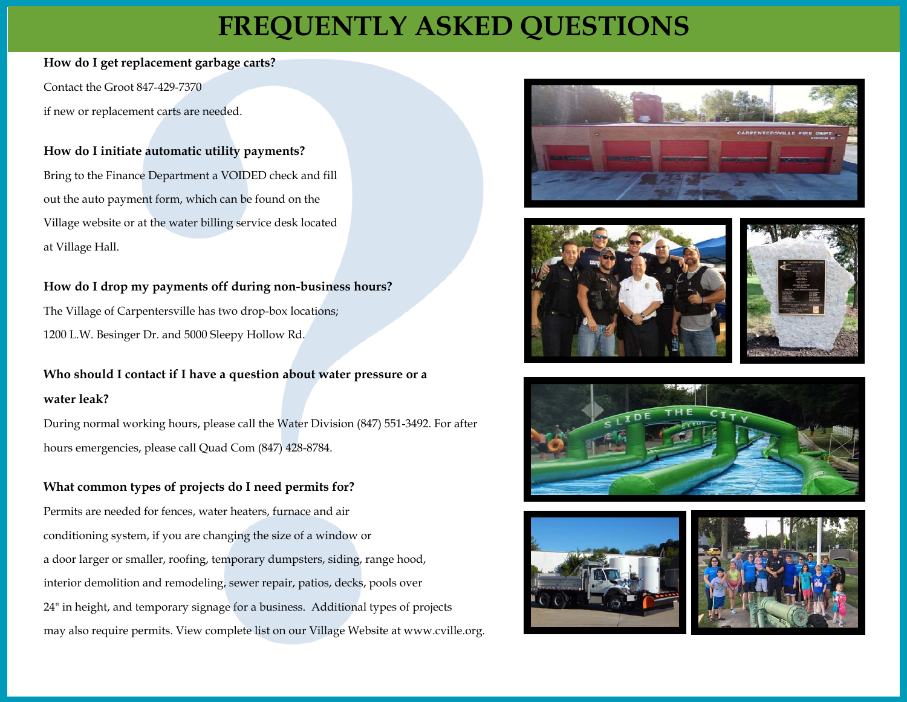# FREQUENTLY ASKED QUESTIONS

**How do I get replacement garbage carts?**

Contact the Groot 847-429-7370

if new or replacement carts are needed.

**How do I initiate automatic utility payments?**

Bring to the Finance Department a VOIDED check and fill out the auto payment form, which can be found on the Village website or at the water billing service desk located at Village Hall.

**How do I drop my payments off during non-business hours?**

The Village of Carpentersville has two drop-box locations; 1200 L.W. Besinger Dr. and 5000 Sleepy Hollow Rd.

**Who should I contact if I have a question about water pressure or a water leak?**

During normal working hours, please call the Water Division (847) 551-3492. For after hours emergencies, please call Quad Com (847) 428-8784.

**What common types of projects do I need permits for?**

Permits are needed for fences, water heaters, furnace and air conditioning system, if you are changing the size of a window or a door larger or smaller, roofing, temporary dumpsters, siding, range hood, interior demolition and remodeling, sewer repair, patios, decks, pools over 24" in height, and temporary signage for a business. Additional types of projects may also require permits. View complete list on our Village Website at www.cville.org.